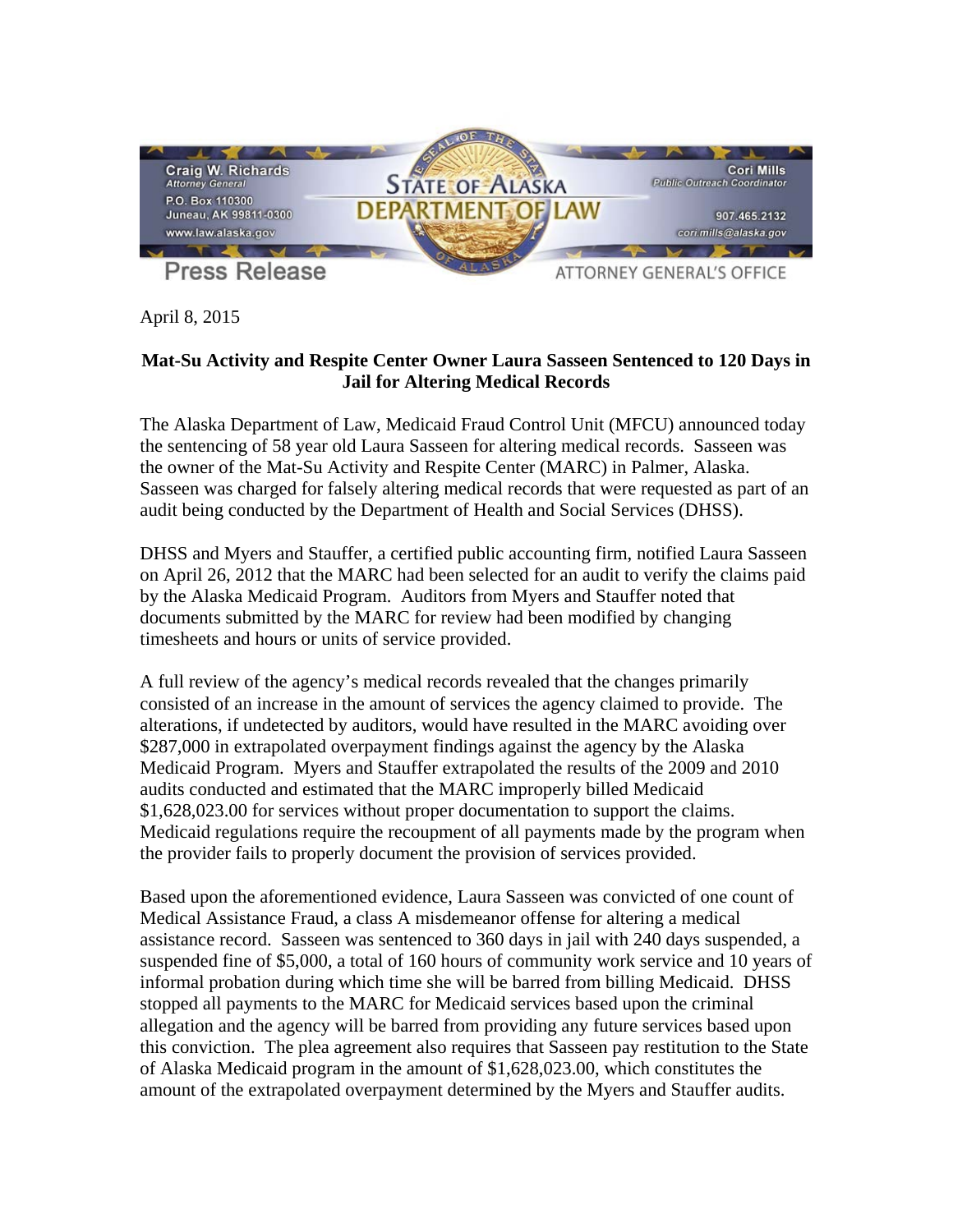Craig W. Richards
*Attorney General*
P.O. Box 110300
Juneau, AK 99811-0300
www.law.alaska.gov

**STATE OF ALASKA**
**DEPARTMENT OF LAW**

Cori Mills
*Public Outreach Coordinator*
907.465.2132
cori.mills@alaska.gov

**Press Release**

ATTORNEY GENERAL'S OFFICE

April 8, 2015

**Mat-Su Activity and Respite Center Owner Laura Sasseen Sentenced to 120 Days in Jail for Altering Medical Records**

The Alaska Department of Law, Medicaid Fraud Control Unit (MFCU) announced today the sentencing of 58 year old Laura Sasseen for altering medical records. Sasseen was the owner of the Mat-Su Activity and Respite Center (MARC) in Palmer, Alaska. Sasseen was charged for falsely altering medical records that were requested as part of an audit being conducted by the Department of Health and Social Services (DHSS).

DHSS and Myers and Stauffer, a certified public accounting firm, notified Laura Sasseen on April 26, 2012 that the MARC had been selected for an audit to verify the claims paid by the Alaska Medicaid Program. Auditors from Myers and Stauffer noted that documents submitted by the MARC for review had been modified by changing timesheets and hours or units of service provided.

A full review of the agency's medical records revealed that the changes primarily consisted of an increase in the amount of services the agency claimed to provide. The alterations, if undetected by auditors, would have resulted in the MARC avoiding over $287,000 in extrapolated overpayment findings against the agency by the Alaska Medicaid Program. Myers and Stauffer extrapolated the results of the 2009 and 2010 audits conducted and estimated that the MARC improperly billed Medicaid $1,628,023.00 for services without proper documentation to support the claims. Medicaid regulations require the recoupment of all payments made by the program when the provider fails to properly document the provision of services provided.

Based upon the aforementioned evidence, Laura Sasseen was convicted of one count of Medical Assistance Fraud, a class A misdemeanor offense for altering a medical assistance record. Sasseen was sentenced to 360 days in jail with 240 days suspended, a suspended fine of $5,000, a total of 160 hours of community work service and 10 years of informal probation during which time she will be barred from billing Medicaid. DHSS stopped all payments to the MARC for Medicaid services based upon the criminal allegation and the agency will be barred from providing any future services based upon this conviction. The plea agreement also requires that Sasseen pay restitution to the State of Alaska Medicaid program in the amount of $1,628,023.00, which constitutes the amount of the extrapolated overpayment determined by the Myers and Stauffer audits.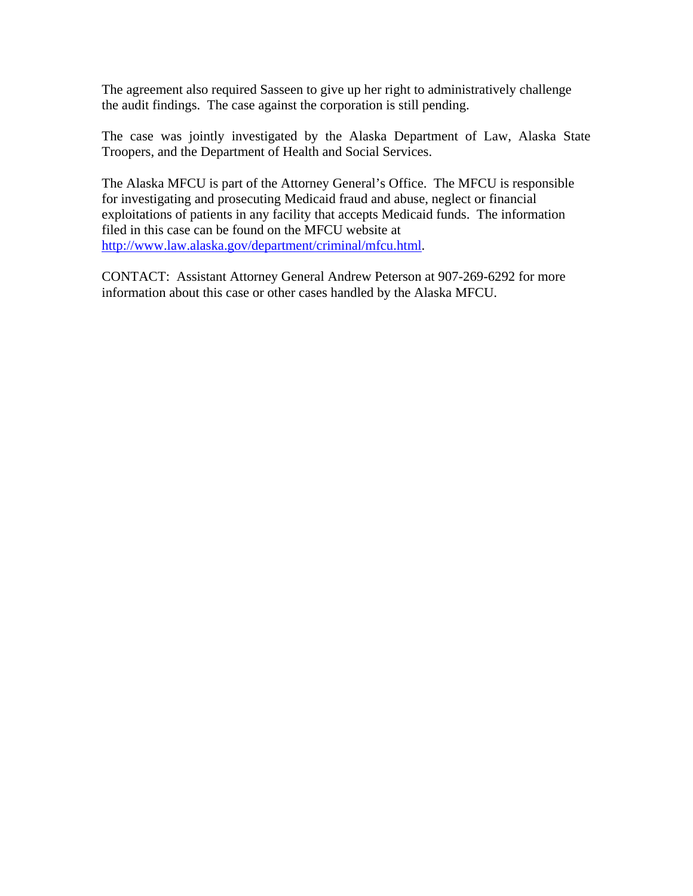The agreement also required Sasseen to give up her right to administratively challenge the audit findings. The case against the corporation is still pending.

The case was jointly investigated by the Alaska Department of Law, Alaska State Troopers, and the Department of Health and Social Services.

The Alaska MFCU is part of the Attorney General's Office. The MFCU is responsible for investigating and prosecuting Medicaid fraud and abuse, neglect or financial exploitations of patients in any facility that accepts Medicaid funds. The information filed in this case can be found on the MFCU website at http://www.law.alaska.gov/department/criminal/mfcu.html.

CONTACT: Assistant Attorney General Andrew Peterson at 907-269-6292 for more information about this case or other cases handled by the Alaska MFCU.